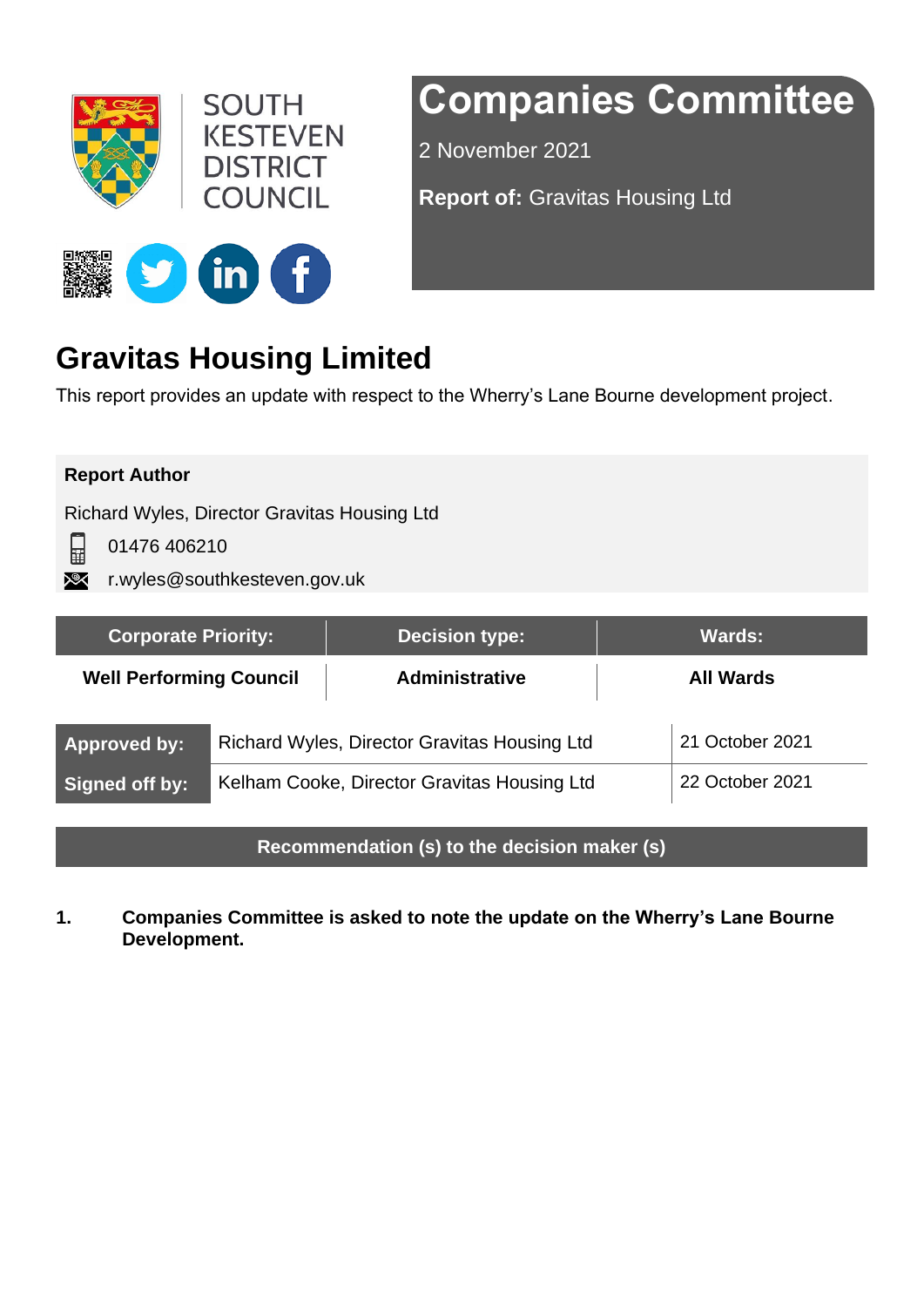SOUTH KESTEVEN DISTRICT COUNCIL

# Companies Committee

2 November 2021

**Report of:** Gravitas Housing Ltd

## Gravitas Housing Limited

This report provides an update with respect to the Wherry's Lane Bourne development project.

**Report Author**

Richard Wyles, Director Gravitas Housing Ltd

01476 406210

r.wyles@southkesteven.gov.uk

| Corporate Priority: | Decision type: | Wards: |
|---|---|---|
| **Well Performing Council** | **Administrative** | **All Wards** |

| | | |
|---|---|---|
| **Approved by:** | Richard Wyles, Director Gravitas Housing Ltd | 21 October 2021 |
| **Signed off by:** | Kelham Cooke, Director Gravitas Housing Ltd | 22 October 2021 |

**Recommendation (s) to the decision maker (s)**

1. **Companies Committee is asked to note the update on the Wherry's Lane Bourne Development.**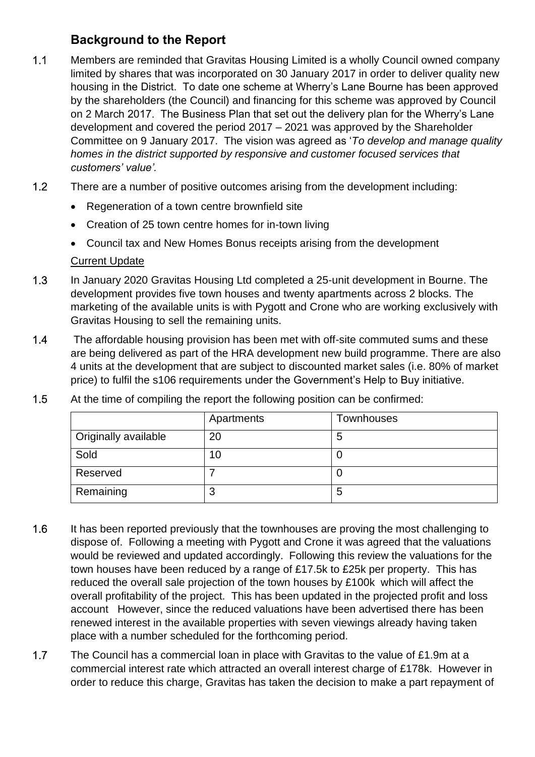## Background to the Report

1.1 Members are reminded that Gravitas Housing Limited is a wholly Council owned company limited by shares that was incorporated on 30 January 2017 in order to deliver quality new housing in the District. To date one scheme at Wherry's Lane Bourne has been approved by the shareholders (the Council) and financing for this scheme was approved by Council on 2 March 2017. The Business Plan that set out the delivery plan for the Wherry's Lane development and covered the period 2017 – 2021 was approved by the Shareholder Committee on 9 January 2017. The vision was agreed as '*To develop and manage quality homes in the district supported by responsive and customer focused services that customers' value'.*

1.2 There are a number of positive outcomes arising from the development including:

- Regeneration of a town centre brownfield site
- Creation of 25 town centre homes for in-town living
- Council tax and New Homes Bonus receipts arising from the development

Current Update

1.3 In January 2020 Gravitas Housing Ltd completed a 25-unit development in Bourne. The development provides five town houses and twenty apartments across 2 blocks. The marketing of the available units is with Pygott and Crone who are working exclusively with Gravitas Housing to sell the remaining units.

1.4 The affordable housing provision has been met with off-site commuted sums and these are being delivered as part of the HRA development new build programme. There are also 4 units at the development that are subject to discounted market sales (i.e. 80% of market price) to fulfil the s106 requirements under the Government's Help to Buy initiative.

1.5 At the time of compiling the report the following position can be confirmed:

| | Apartments | Townhouses |
|---|---|---|
| Originally available | 20 | 5 |
| Sold | 10 | 0 |
| Reserved | 7 | 0 |
| Remaining | 3 | 5 |

1.6 It has been reported previously that the townhouses are proving the most challenging to dispose of. Following a meeting with Pygott and Crone it was agreed that the valuations would be reviewed and updated accordingly. Following this review the valuations for the town houses have been reduced by a range of £17.5k to £25k per property. This has reduced the overall sale projection of the town houses by £100k which will affect the overall profitability of the project. This has been updated in the projected profit and loss account However, since the reduced valuations have been advertised there has been renewed interest in the available properties with seven viewings already having taken place with a number scheduled for the forthcoming period.

1.7 The Council has a commercial loan in place with Gravitas to the value of £1.9m at a commercial interest rate which attracted an overall interest charge of £178k. However in order to reduce this charge, Gravitas has taken the decision to make a part repayment of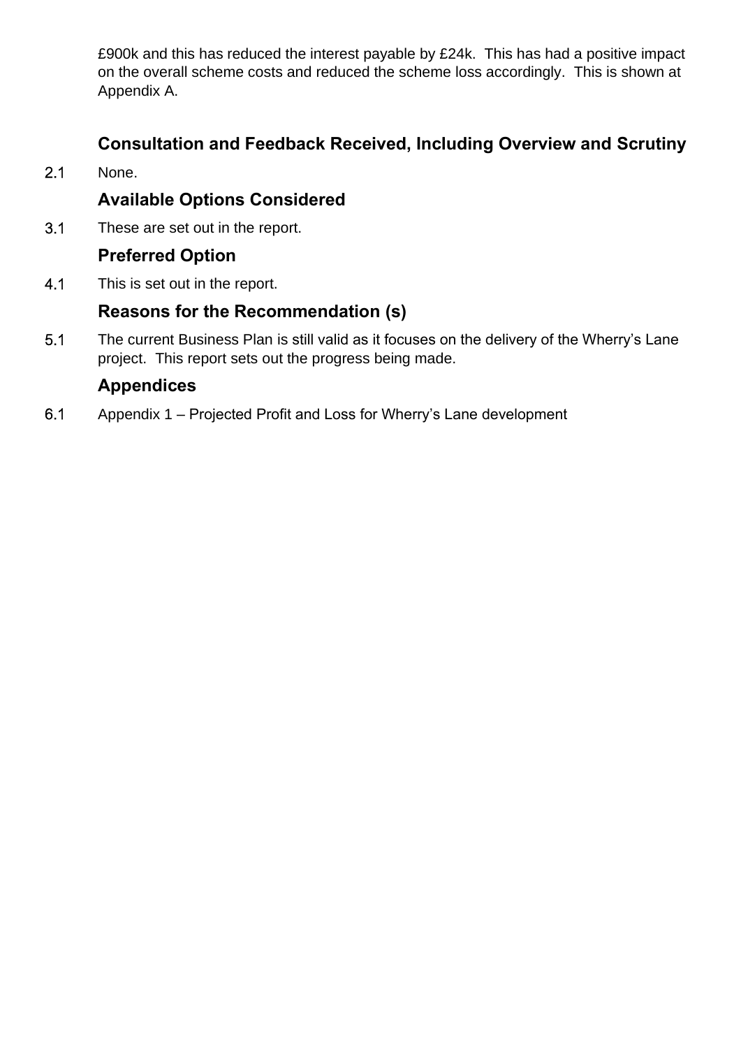£900k and this has reduced the interest payable by £24k. This has had a positive impact on the overall scheme costs and reduced the scheme loss accordingly. This is shown at Appendix A.

## Consultation and Feedback Received, Including Overview and Scrutiny

2.1 None.

## Available Options Considered

3.1 These are set out in the report.

## Preferred Option

4.1 This is set out in the report.

## Reasons for the Recommendation (s)

5.1 The current Business Plan is still valid as it focuses on the delivery of the Wherry's Lane project. This report sets out the progress being made.

## Appendices

6.1 Appendix 1 – Projected Profit and Loss for Wherry's Lane development